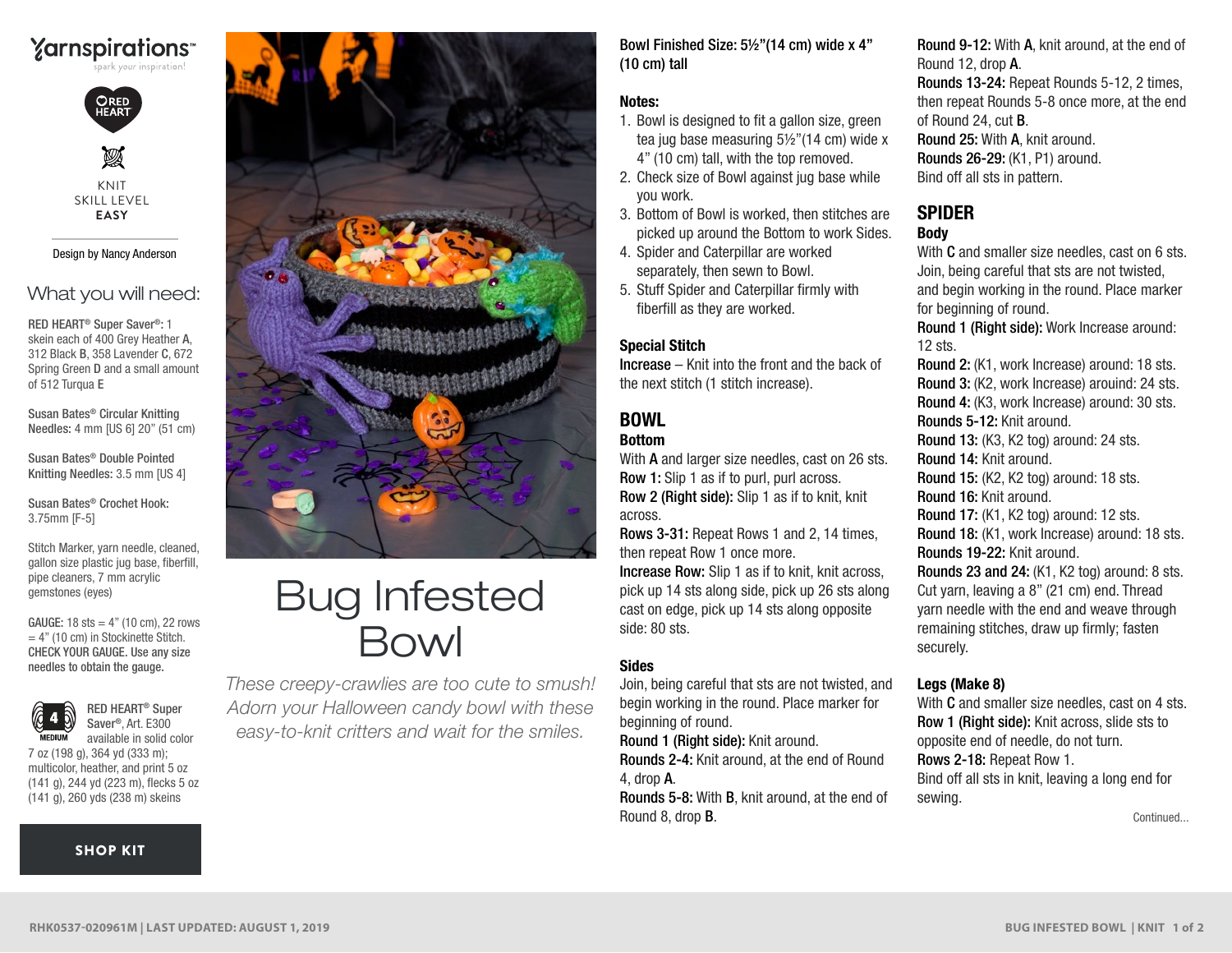Yarnspirations™
spark your inspiration!

RED HEART

KNIT
SKILL LEVEL
**EASY**

Design by Nancy Anderson

## What you will need:

**RED HEART® Super Saver®:** 1 skein each of 400 Grey Heather **A**, 312 Black **B**, 358 Lavender **C**, 672 Spring Green **D** and a small amount of 512 Turqua **E**

**Susan Bates® Circular Knitting Needles:** 4 mm [US 6] 20" (51 cm)

**Susan Bates® Double Pointed Knitting Needles:** 3.5 mm [US 4]

**Susan Bates® Crochet Hook:** 3.75mm [F-5]

Stitch Marker, yarn needle, cleaned, gallon size plastic jug base, fiberfill, pipe cleaners, 7 mm acrylic gemstones (eyes)

**GAUGE:** 18 sts = 4" (10 cm), 22 rows = 4" (10 cm) in Stockinette Stitch. **CHECK YOUR GAUGE. Use any size needles to obtain the gauge.**

**RED HEART® Super Saver®, Art. E300** available in solid color 7 oz (198 g), 364 yd (333 m); multicolor, heather, and print 5 oz (141 g), 244 yd (223 m), flecks 5 oz (141 g), 260 yds (238 m) skeins

**SHOP KIT**

# Bug Infested Bowl

*These creepy-crawlies are too cute to smush! Adorn your Halloween candy bowl with these easy-to-knit critters and wait for the smiles.*

**Bowl Finished Size: 5½"(14 cm) wide x 4" (10 cm) tall**

**Notes:**

1. Bowl is designed to fit a gallon size, green tea jug base measuring 5½"(14 cm) wide x 4" (10 cm) tall, with the top removed.
2. Check size of Bowl against jug base while you work.
3. Bottom of Bowl is worked, then stitches are picked up around the Bottom to work Sides.
4. Spider and Caterpillar are worked separately, then sewn to Bowl.
5. Stuff Spider and Caterpillar firmly with fiberfill as they are worked.

**Special Stitch**

**Increase** – Knit into the front and the back of the next stitch (1 stitch increase).

## BOWL

**Bottom**

With **A** and larger size needles, cast on 26 sts.
**Row 1:** Slip 1 as if to purl, purl across.
**Row 2 (Right side):** Slip 1 as if to knit, knit across.
**Rows 3-31:** Repeat Rows 1 and 2, 14 times, then repeat Row 1 once more.
**Increase Row:** Slip 1 as if to knit, knit across, pick up 14 sts along side, pick up 26 sts along cast on edge, pick up 14 sts along opposite side: 80 sts.

**Sides**

Join, being careful that sts are not twisted, and begin working in the round. Place marker for beginning of round.
**Round 1 (Right side):** Knit around.
**Rounds 2-4:** Knit around, at the end of Round 4, drop **A**.
**Rounds 5-8:** With **B**, knit around, at the end of Round 8, drop **B**.
**Round 9-12:** With **A**, knit around, at the end of Round 12, drop **A**.
**Rounds 13-24:** Repeat Rounds 5-12, 2 times, then repeat Rounds 5-8 once more, at the end of Round 24, cut **B**.
**Round 25:** With **A**, knit around.
**Rounds 26-29:** (K1, P1) around.
Bind off all sts in pattern.

## SPIDER

**Body**

With **C** and smaller size needles, cast on 6 sts. Join, being careful that sts are not twisted, and begin working in the round. Place marker for beginning of round.
**Round 1 (Right side):** Work Increase around: 12 sts.
**Round 2:** (K1, work Increase) around: 18 sts.
**Round 3:** (K2, work Increase) arouind: 24 sts.
**Round 4:** (K3, work Increase) around: 30 sts.
**Rounds 5-12:** Knit around.
**Round 13:** (K3, K2 tog) around: 24 sts.
**Round 14:** Knit around.
**Round 15:** (K2, K2 tog) around: 18 sts.
**Round 16:** Knit around.
**Round 17:** (K1, K2 tog) around: 12 sts.
**Round 18:** (K1, work Increase) around: 18 sts.
**Rounds 19-22:** Knit around.
**Rounds 23 and 24:** (K1, K2 tog) around: 8 sts.
Cut yarn, leaving a 8" (21 cm) end. Thread yarn needle with the end and weave through remaining stitches, draw up firmly; fasten securely.

**Legs (Make 8)**

With **C** and smaller size needles, cast on 4 sts.
**Row 1 (Right side):** Knit across, slide sts to opposite end of needle, do not turn.
**Rows 2-18:** Repeat Row 1.
Bind off all sts in knit, leaving a long end for sewing.

Continued...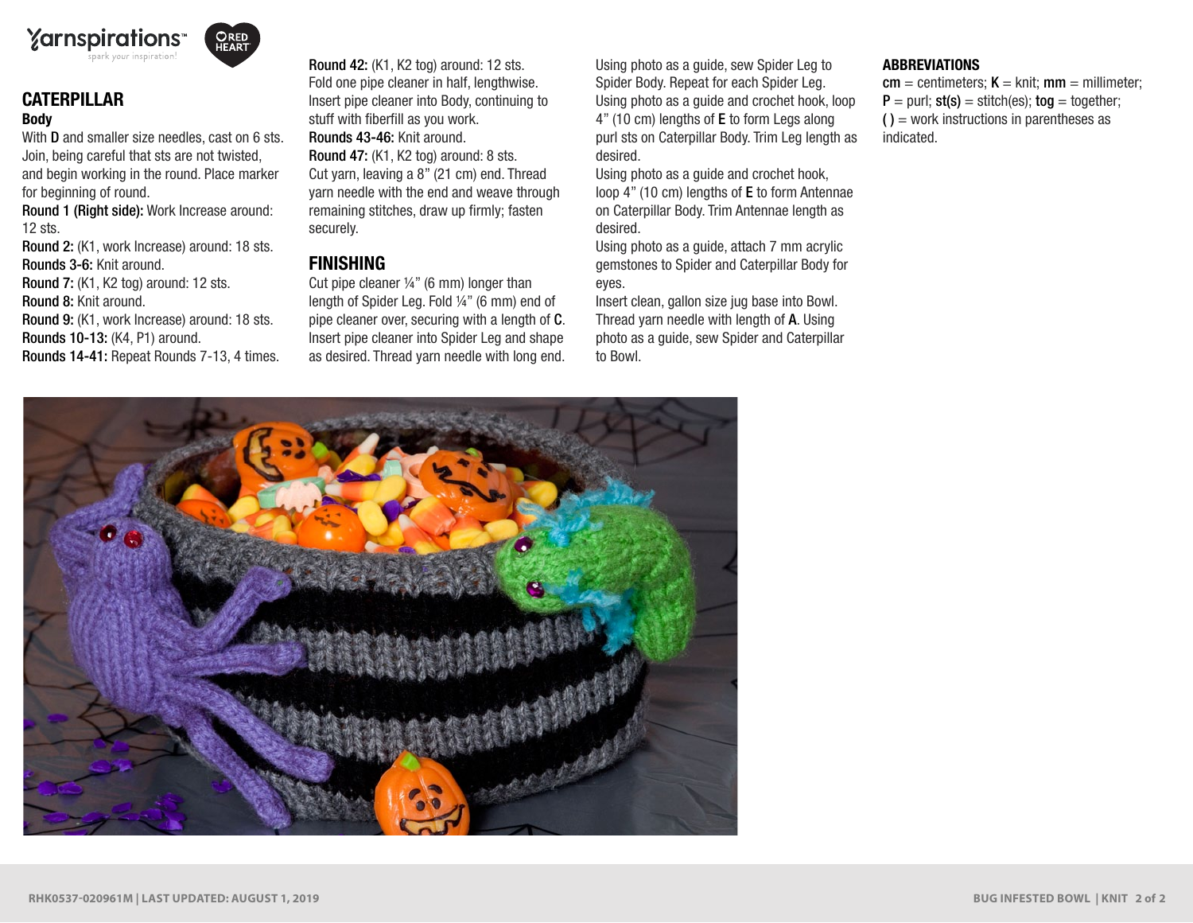## CATERPILLAR

### Body

With **D** and smaller size needles, cast on 6 sts. Join, being careful that sts are not twisted, and begin working in the round. Place marker for beginning of round.

**Round 1 (Right side):** Work Increase around: 12 sts.

**Round 2:** (K1, work Increase) around: 18 sts.

**Rounds 3-6:** Knit around.

**Round 7:** (K1, K2 tog) around: 12 sts.

**Round 8:** Knit around.

**Round 9:** (K1, work Increase) around: 18 sts.

**Rounds 10-13:** (K4, P1) around.

**Rounds 14-41:** Repeat Rounds 7-13, 4 times.

**Round 42:** (K1, K2 tog) around: 12 sts.

Fold one pipe cleaner in half, lengthwise. Insert pipe cleaner into Body, continuing to stuff with fiberfill as you work.

**Rounds 43-46:** Knit around.

**Round 47:** (K1, K2 tog) around: 8 sts.

Cut yarn, leaving a 8" (21 cm) end. Thread yarn needle with the end and weave through remaining stitches, draw up firmly; fasten securely.

## FINISHING

Cut pipe cleaner ¼" (6 mm) longer than length of Spider Leg. Fold ¼" (6 mm) end of pipe cleaner over, securing with a length of **C**. Insert pipe cleaner into Spider Leg and shape as desired. Thread yarn needle with long end. Using photo as a guide, sew Spider Leg to Spider Body. Repeat for each Spider Leg.

Using photo as a guide and crochet hook, loop 4" (10 cm) lengths of **E** to form Legs along purl sts on Caterpillar Body. Trim Leg length as desired.

Using photo as a guide and crochet hook, loop 4" (10 cm) lengths of **E** to form Antennae on Caterpillar Body. Trim Antennae length as desired.

Using photo as a guide, attach 7 mm acrylic gemstones to Spider and Caterpillar Body for eyes.

Insert clean, gallon size jug base into Bowl. Thread yarn needle with length of **A**. Using photo as a guide, sew Spider and Caterpillar to Bowl.

## ABBREVIATIONS

**cm** = centimeters; **K** = knit; **mm** = millimeter; **P** = purl; **st(s)** = stitch(es); **tog** = together; **( )** = work instructions in parentheses as indicated.

RHK0537-020961M | LAST UPDATED: AUGUST 1, 2019